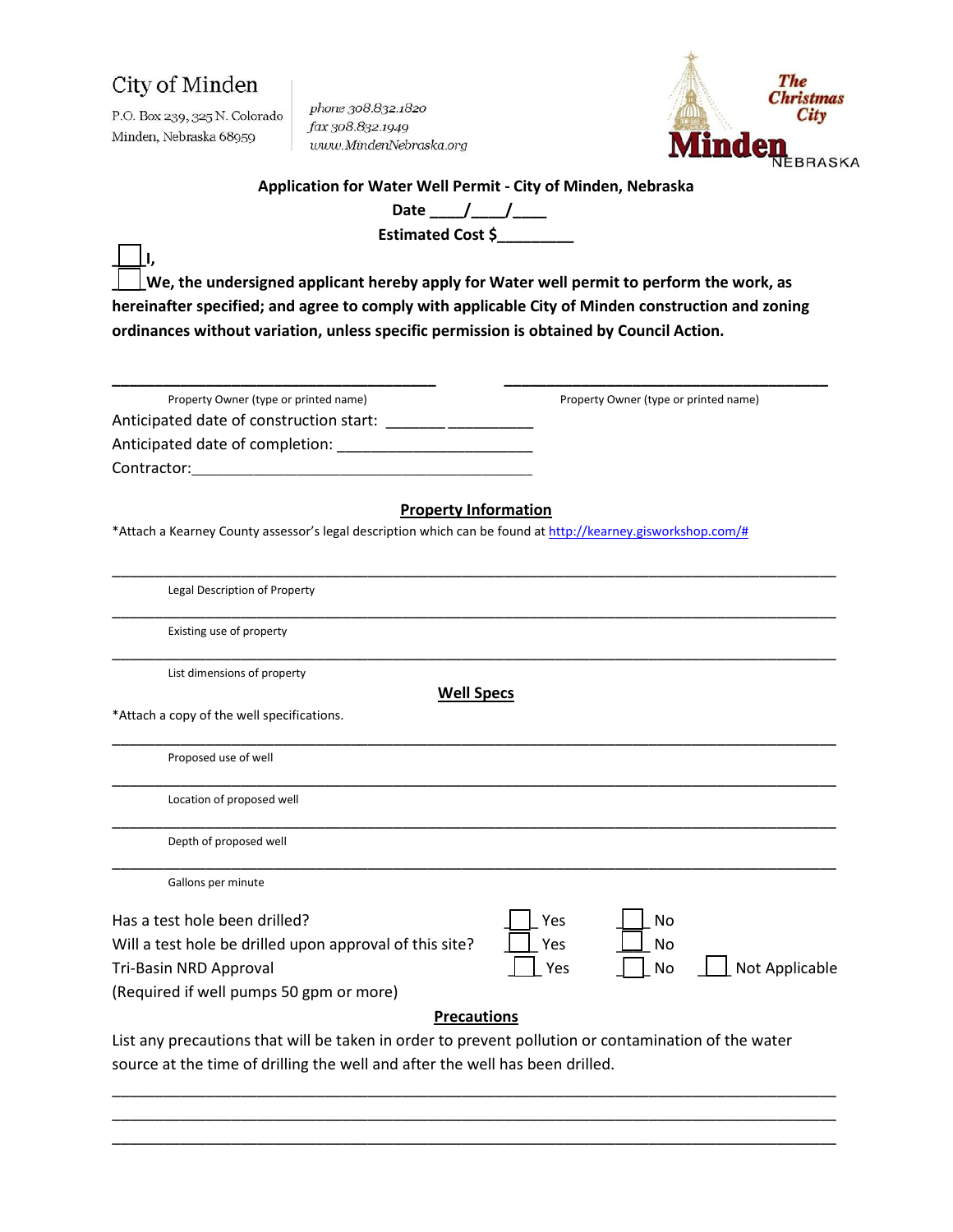City of Minden

P.O. Box 239, 325 N. Colorado
Minden, Nebraska 68959

phone 308.832.1820
fax 308.832.1949
www.MindenNebraska.org

The Christmas City
Minden NEBRASKA

**Application for Water Well Permit - City of Minden, Nebraska**

**Date ____/____/____**

**Estimated Cost $_________**

☐ **I,**
☐ **We, the undersigned applicant hereby apply for Water well permit to perform the work, as hereinafter specified; and agree to comply with applicable City of Minden construction and zoning ordinances without variation, unless specific permission is obtained by Council Action.**

_______________________________________ _______________________________________
Property Owner (type or printed name) Property Owner (type or printed name)

Anticipated date of construction start: _______ __________

Anticipated date of completion: _______________________

Contractor:__________________________________________

## Property Information

*Attach a Kearney County assessor's legal description which can be found at http://kearney.gisworkshop.com/#

_____________________________________________________________________________________
Legal Description of Property

_____________________________________________________________________________________
Existing use of property

_____________________________________________________________________________________
List dimensions of property

## Well Specs

*Attach a copy of the well specifications.

_____________________________________________________________________________________
Proposed use of well

_____________________________________________________________________________________
Location of proposed well

_____________________________________________________________________________________
Depth of proposed well

_____________________________________________________________________________________
Gallons per minute

Has a test hole been drilled? ☐ Yes ☐ No

Will a test hole be drilled upon approval of this site? ☐ Yes ☐ No

Tri-Basin NRD Approval ☐ Yes ☐ No ☐ Not Applicable
(Required if well pumps 50 gpm or more)

## Precautions

List any precautions that will be taken in order to prevent pollution or contamination of the water source at the time of drilling the well and after the well has been drilled.

_____________________________________________________________________________________
_____________________________________________________________________________________
_____________________________________________________________________________________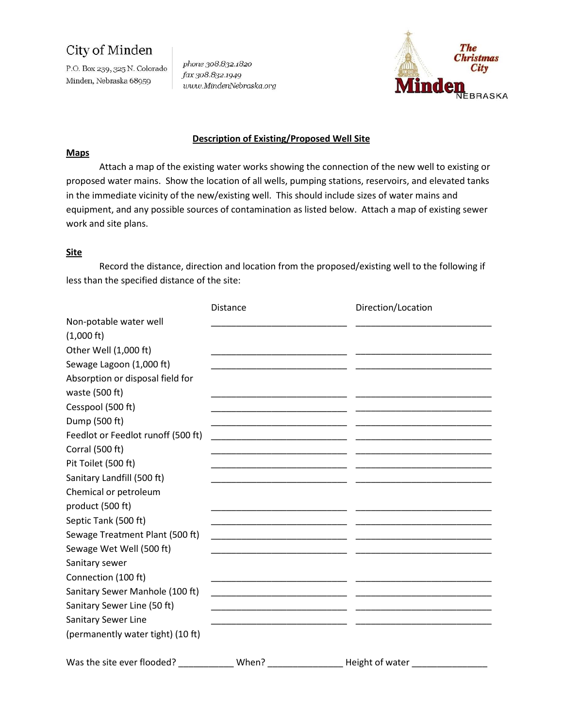City of Minden

P.O. Box 239, 325 N. Colorado
Minden, Nebraska 68959

phone 308.832.1820
fax 308.832.1949
www.MindenNebraska.org

The Christmas City
Minden NEBRASKA

**Description of Existing/Proposed Well Site**

**Maps**

Attach a map of the existing water works showing the connection of the new well to existing or proposed water mains. Show the location of all wells, pumping stations, reservoirs, and elevated tanks in the immediate vicinity of the new/existing well. This should include sizes of water mains and equipment, and any possible sources of contamination as listed below. Attach a map of existing sewer work and site plans.

**Site**

Record the distance, direction and location from the proposed/existing well to the following if less than the specified distance of the site:

| | Distance | Direction/Location |
|---|---|---|
| Non-potable water well (1,000 ft) | ____________________________ | ____________________________ |
| Other Well (1,000 ft) | ____________________________ | ____________________________ |
| Sewage Lagoon (1,000 ft) | ____________________________ | ____________________________ |
| Absorption or disposal field for waste (500 ft) | ____________________________ | ____________________________ |
| Cesspool (500 ft) | ____________________________ | ____________________________ |
| Dump (500 ft) | ____________________________ | ____________________________ |
| Feedlot or Feedlot runoff (500 ft) | ____________________________ | ____________________________ |
| Corral (500 ft) | ____________________________ | ____________________________ |
| Pit Toilet (500 ft) | ____________________________ | ____________________________ |
| Sanitary Landfill (500 ft) | ____________________________ | ____________________________ |
| Chemical or petroleum product (500 ft) | ____________________________ | ____________________________ |
| Septic Tank (500 ft) | ____________________________ | ____________________________ |
| Sewage Treatment Plant (500 ft) | ____________________________ | ____________________________ |
| Sewage Wet Well (500 ft) | ____________________________ | ____________________________ |
| Sanitary sewer Connection (100 ft) | ____________________________ | ____________________________ |
| Sanitary Sewer Manhole (100 ft) | ____________________________ | ____________________________ |
| Sanitary Sewer Line (50 ft) | ____________________________ | ____________________________ |
| Sanitary Sewer Line (permanently water tight) (10 ft) | ____________________________ | ____________________________ |

Was the site ever flooded? ___________ When? _______________ Height of water _______________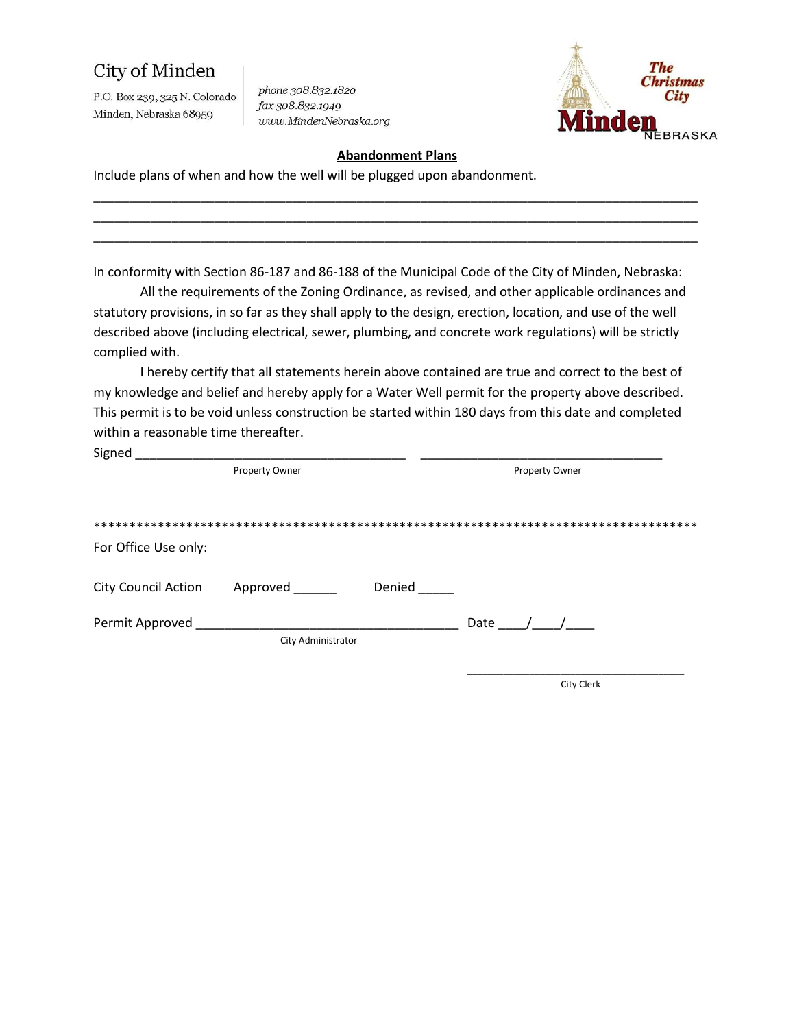City of Minden

P.O. Box 239, 325 N. Colorado
Minden, Nebraska 68959

phone 308.832.1820
fax 308.832.1949
www.MindenNebraska.org

The Christmas City
Minden NEBRASKA

**Abandonment Plans**

Include plans of when and how the well will be plugged upon abandonment.

_______________________________________________________________________________________
_______________________________________________________________________________________
_______________________________________________________________________________________

In conformity with Section 86-187 and 86-188 of the Municipal Code of the City of Minden, Nebraska:

All the requirements of the Zoning Ordinance, as revised, and other applicable ordinances and statutory provisions, in so far as they shall apply to the design, erection, location, and use of the well described above (including electrical, sewer, plumbing, and concrete work regulations) will be strictly complied with.

I hereby certify that all statements herein above contained are true and correct to the best of my knowledge and belief and hereby apply for a Water Well permit for the property above described. This permit is to be void unless construction be started within 180 days from this date and completed within a reasonable time thereafter.

Signed ______________________________________ ___________________________________
Property Owner Property Owner

*****************************************************************************************

For Office Use only:

City Council Action Approved ______ Denied _____

Permit Approved ______________________________________ Date ____/____/____
City Administrator

___________________________________
City Clerk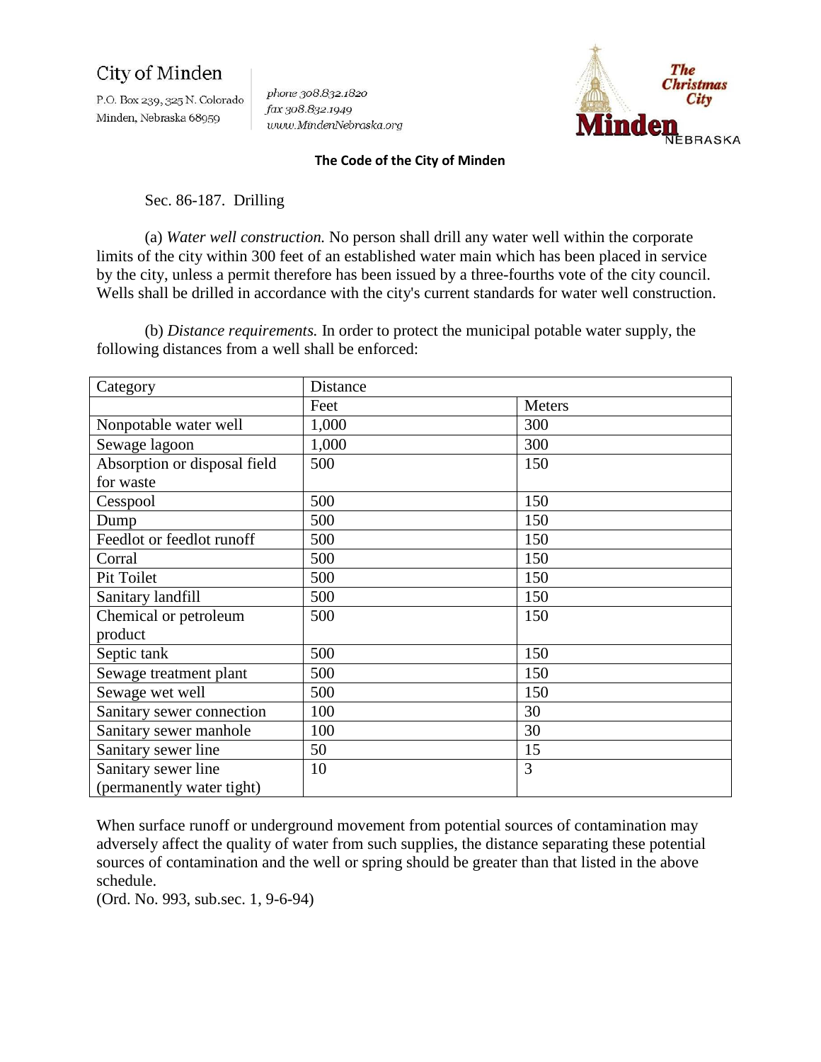City of Minden

P.O. Box 239, 325 N. Colorado
Minden, Nebraska 68959

phone 308.832.1820
fax 308.832.1949
www.MindenNebraska.org

The Christmas City Minden NEBRASKA

**The Code of the City of Minden**

Sec. 86-187. Drilling

(a) *Water well construction.* No person shall drill any water well within the corporate limits of the city within 300 feet of an established water main which has been placed in service by the city, unless a permit therefore has been issued by a three-fourths vote of the city council. Wells shall be drilled in accordance with the city's current standards for water well construction.

(b) *Distance requirements.* In order to protect the municipal potable water supply, the following distances from a well shall be enforced:

| Category | Distance | |
|---|---|---|
| | Feet | Meters |
| Nonpotable water well | 1,000 | 300 |
| Sewage lagoon | 1,000 | 300 |
| Absorption or disposal field for waste | 500 | 150 |
| Cesspool | 500 | 150 |
| Dump | 500 | 150 |
| Feedlot or feedlot runoff | 500 | 150 |
| Corral | 500 | 150 |
| Pit Toilet | 500 | 150 |
| Sanitary landfill | 500 | 150 |
| Chemical or petroleum product | 500 | 150 |
| Septic tank | 500 | 150 |
| Sewage treatment plant | 500 | 150 |
| Sewage wet well | 500 | 150 |
| Sanitary sewer connection | 100 | 30 |
| Sanitary sewer manhole | 100 | 30 |
| Sanitary sewer line | 50 | 15 |
| Sanitary sewer line (permanently water tight) | 10 | 3 |

When surface runoff or underground movement from potential sources of contamination may adversely affect the quality of water from such supplies, the distance separating these potential sources of contamination and the well or spring should be greater than that listed in the above schedule.
(Ord. No. 993, sub.sec. 1, 9-6-94)